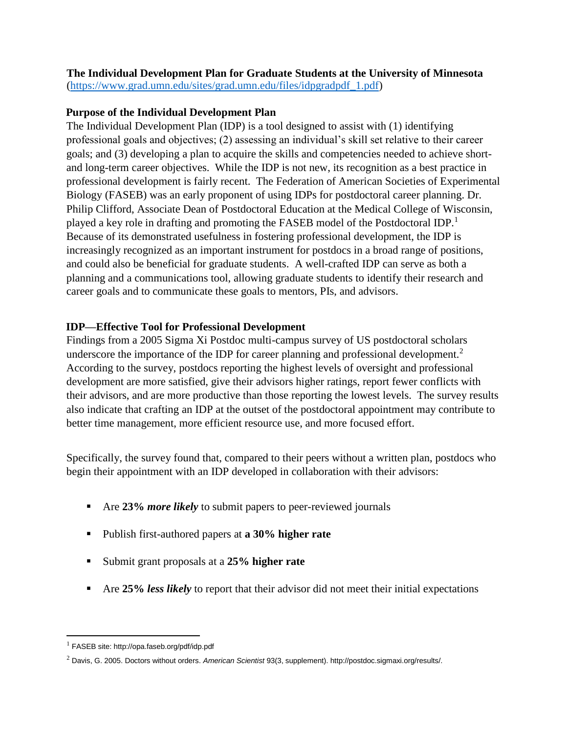**The Individual Development Plan for Graduate Students at the University of Minnesota**
([https://www.grad.umn.edu/sites/grad.umn.edu/files/idpgradpdf_1.pdf](https://www.grad.umn.edu/sites/grad.umn.edu/files/idpgradpdf_1.pdf))

## Purpose of the Individual Development Plan

The Individual Development Plan (IDP) is a tool designed to assist with (1) identifying professional goals and objectives; (2) assessing an individual's skill set relative to their career goals; and (3) developing a plan to acquire the skills and competencies needed to achieve short- and long-term career objectives. While the IDP is not new, its recognition as a best practice in professional development is fairly recent. The Federation of American Societies of Experimental Biology (FASEB) was an early proponent of using IDPs for postdoctoral career planning. Dr. Philip Clifford, Associate Dean of Postdoctoral Education at the Medical College of Wisconsin, played a key role in drafting and promoting the FASEB model of the Postdoctoral IDP.[1] Because of its demonstrated usefulness in fostering professional development, the IDP is increasingly recognized as an important instrument for postdocs in a broad range of positions, and could also be beneficial for graduate students. A well-crafted IDP can serve as both a planning and a communications tool, allowing graduate students to identify their research and career goals and to communicate these goals to mentors, PIs, and advisors.

## IDP—Effective Tool for Professional Development

Findings from a 2005 Sigma Xi Postdoc multi-campus survey of US postdoctoral scholars underscore the importance of the IDP for career planning and professional development.[2] According to the survey, postdocs reporting the highest levels of oversight and professional development are more satisfied, give their advisors higher ratings, report fewer conflicts with their advisors, and are more productive than those reporting the lowest levels. The survey results also indicate that crafting an IDP at the outset of the postdoctoral appointment may contribute to better time management, more efficient resource use, and more focused effort.

Specifically, the survey found that, compared to their peers without a written plan, postdocs who begin their appointment with an IDP developed in collaboration with their advisors:

- Are **23% *more likely*** to submit papers to peer-reviewed journals
- Publish first-authored papers at **a 30% higher rate**
- Submit grant proposals at a **25% higher rate**
- Are **25% *less likely*** to report that their advisor did not meet their initial expectations

---

[1] FASEB site: http://opa.faseb.org/pdf/idp.pdf

[2] Davis, G. 2005. Doctors without orders. *American Scientist* 93(3, supplement). http://postdoc.sigmaxi.org/results/.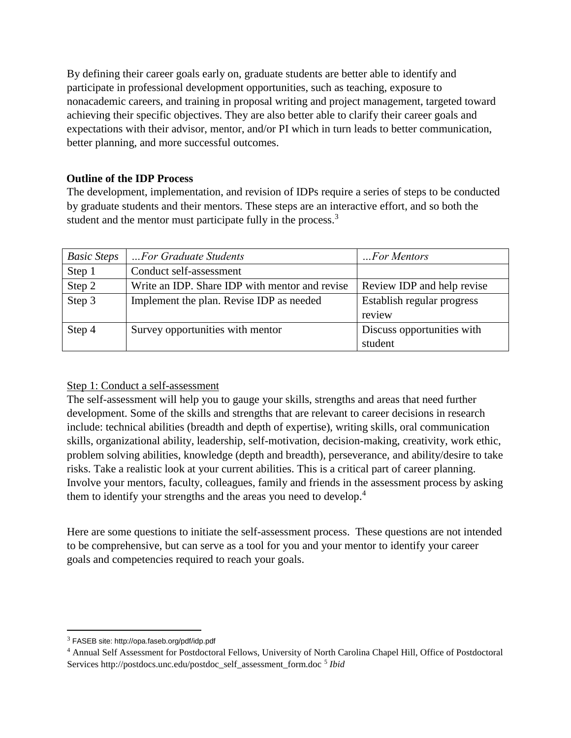By defining their career goals early on, graduate students are better able to identify and participate in professional development opportunities, such as teaching, exposure to nonacademic careers, and training in proposal writing and project management, targeted toward achieving their specific objectives. They are also better able to clarify their career goals and expectations with their advisor, mentor, and/or PI which in turn leads to better communication, better planning, and more successful outcomes.

**Outline of the IDP Process**

The development, implementation, and revision of IDPs require a series of steps to be conducted by graduate students and their mentors. These steps are an interactive effort, and so both the student and the mentor must participate fully in the process.[3]

| *Basic Steps* | *…For Graduate Students* | *…For Mentors* |
|---|---|---|
| Step 1 | Conduct self-assessment | |
| Step 2 | Write an IDP. Share IDP with mentor and revise | Review IDP and help revise |
| Step 3 | Implement the plan. Revise IDP as needed | Establish regular progress review |
| Step 4 | Survey opportunities with mentor | Discuss opportunities with student |

Step 1: Conduct a self-assessment

The self-assessment will help you to gauge your skills, strengths and areas that need further development. Some of the skills and strengths that are relevant to career decisions in research include: technical abilities (breadth and depth of expertise), writing skills, oral communication skills, organizational ability, leadership, self-motivation, decision-making, creativity, work ethic, problem solving abilities, knowledge (depth and breadth), perseverance, and ability/desire to take risks. Take a realistic look at your current abilities. This is a critical part of career planning. Involve your mentors, faculty, colleagues, family and friends in the assessment process by asking them to identify your strengths and the areas you need to develop.[4]

Here are some questions to initiate the self-assessment process. These questions are not intended to be comprehensive, but can serve as a tool for you and your mentor to identify your career goals and competencies required to reach your goals.

---

[3] FASEB site: http://opa.faseb.org/pdf/idp.pdf

[4] Annual Self Assessment for Postdoctoral Fellows, University of North Carolina Chapel Hill, Office of Postdoctoral Services http://postdocs.unc.edu/postdoc_self_assessment_form.doc [5] *Ibid*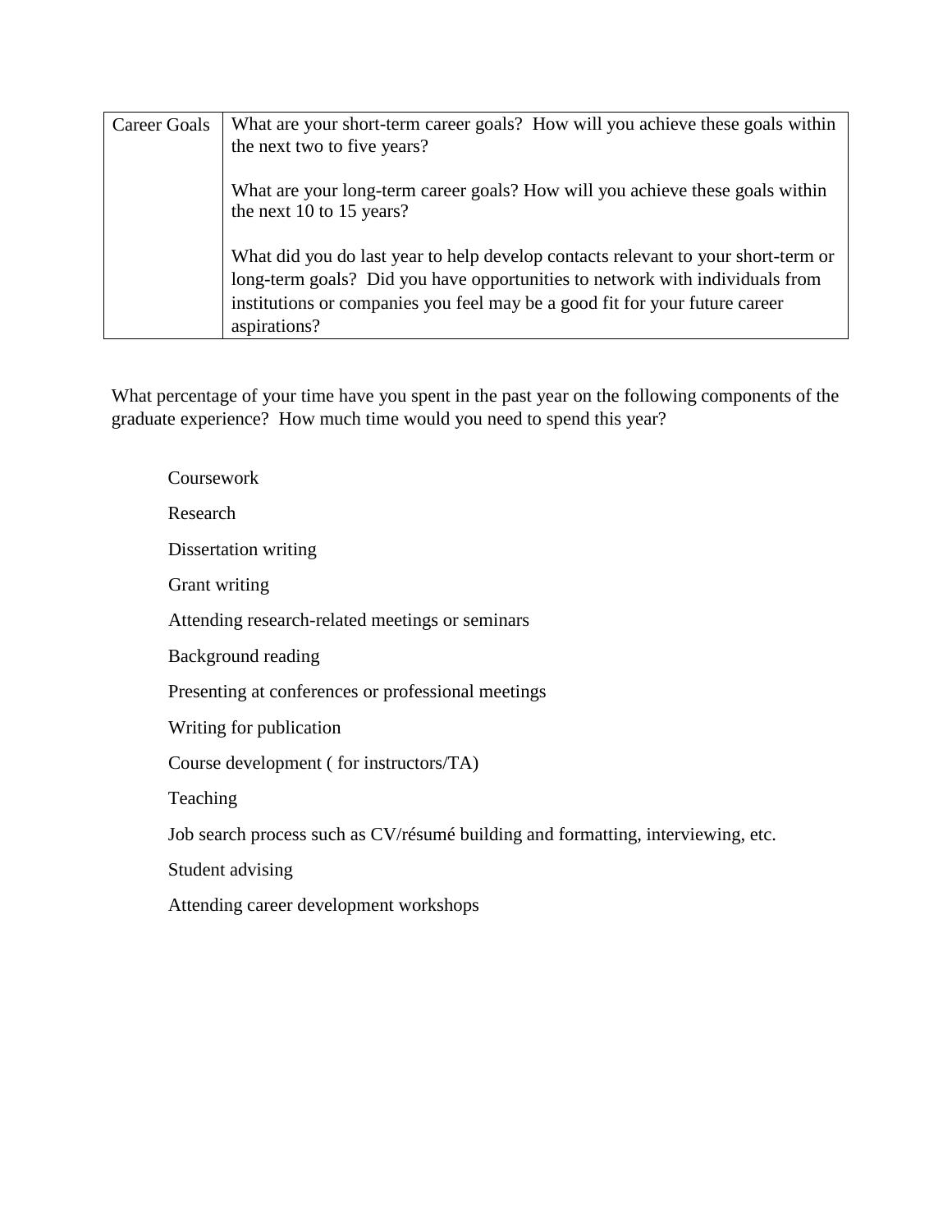| Career Goals | What are your short-term career goals? How will you achieve these goals within the next two to five years?<br><br>What are your long-term career goals? How will you achieve these goals within the next 10 to 15 years?<br><br>What did you do last year to help develop contacts relevant to your short-term or long-term goals? Did you have opportunities to network with individuals from institutions or companies you feel may be a good fit for your future career aspirations? |
|---|---|

What percentage of your time have you spent in the past year on the following components of the graduate experience? How much time would you need to spend this year?

- Coursework
- Research
- Dissertation writing
- Grant writing
- Attending research-related meetings or seminars
- Background reading
- Presenting at conferences or professional meetings
- Writing for publication
- Course development ( for instructors/TA)
- Teaching
- Job search process such as CV/résumé building and formatting, interviewing, etc.
- Student advising
- Attending career development workshops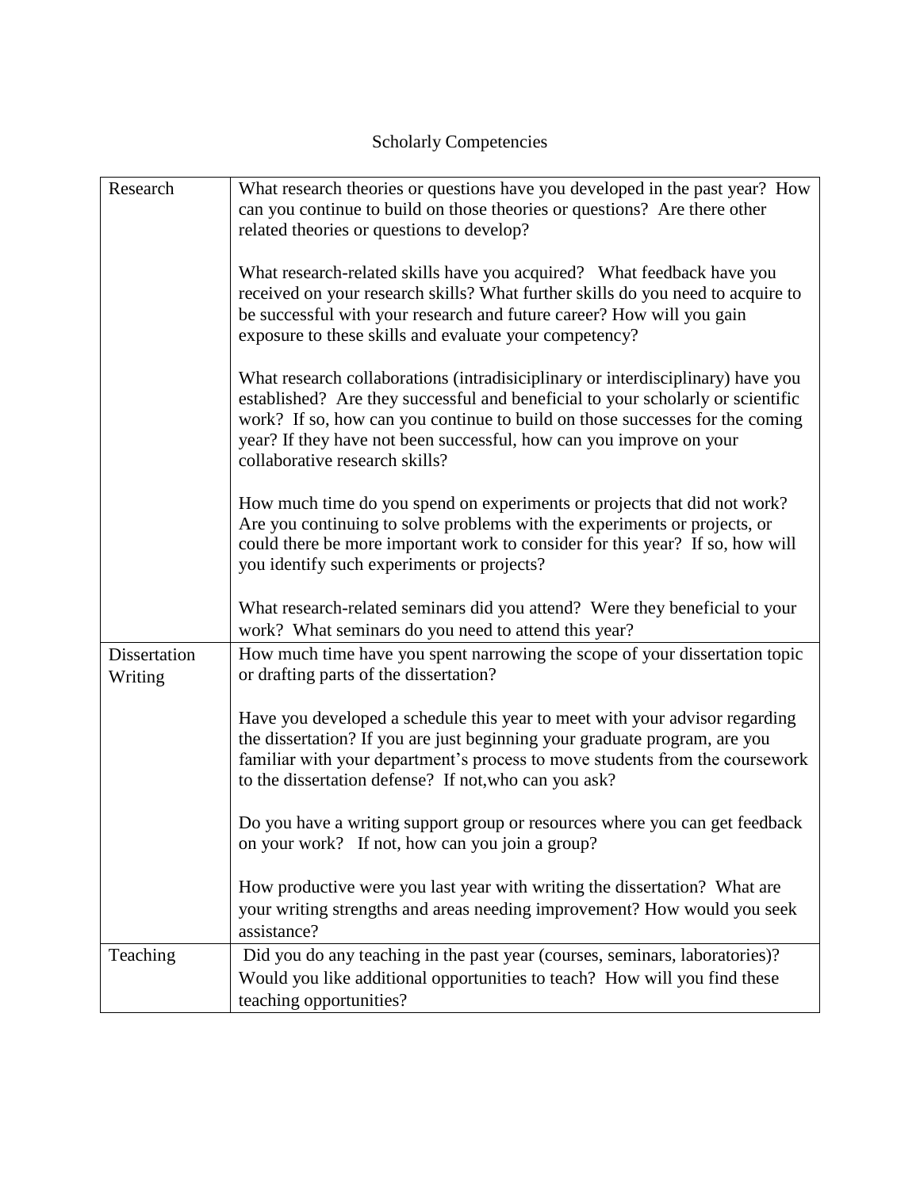# Scholarly Competencies

| | |
|---|---|
| Research | What research theories or questions have you developed in the past year? How can you continue to build on those theories or questions? Are there other related theories or questions to develop?<br><br>What research-related skills have you acquired? What feedback have you received on your research skills? What further skills do you need to acquire to be successful with your research and future career? How will you gain exposure to these skills and evaluate your competency?<br><br>What research collaborations (intradisiciplinary or interdisciplinary) have you established? Are they successful and beneficial to your scholarly or scientific work? If so, how can you continue to build on those successes for the coming year? If they have not been successful, how can you improve on your collaborative research skills?<br><br>How much time do you spend on experiments or projects that did not work? Are you continuing to solve problems with the experiments or projects, or could there be more important work to consider for this year? If so, how will you identify such experiments or projects?<br><br>What research-related seminars did you attend? Were they beneficial to your work? What seminars do you need to attend this year? |
| Dissertation Writing | How much time have you spent narrowing the scope of your dissertation topic or drafting parts of the dissertation?<br><br>Have you developed a schedule this year to meet with your advisor regarding the dissertation? If you are just beginning your graduate program, are you familiar with your department's process to move students from the coursework to the dissertation defense? If not,who can you ask?<br><br>Do you have a writing support group or resources where you can get feedback on your work? If not, how can you join a group?<br><br>How productive were you last year with writing the dissertation? What are your writing strengths and areas needing improvement? How would you seek assistance? |
| Teaching | Did you do any teaching in the past year (courses, seminars, laboratories)? Would you like additional opportunities to teach? How will you find these teaching opportunities? |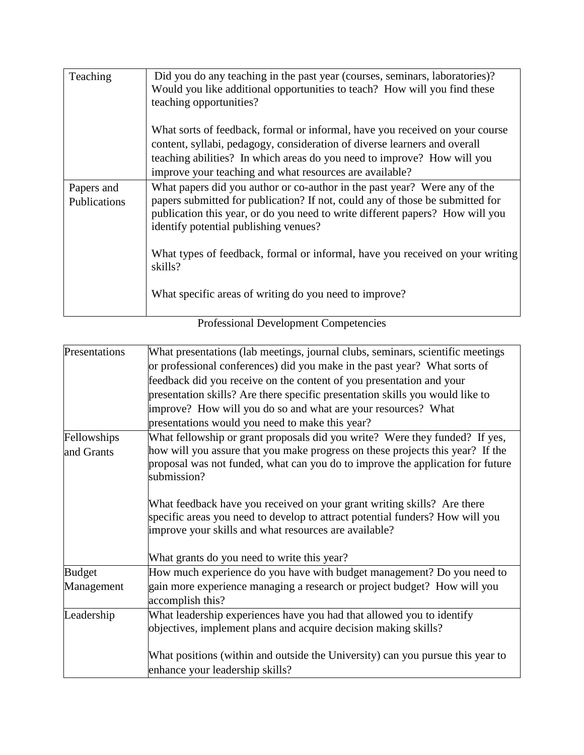| Teaching | Did you do any teaching in the past year (courses, seminars, laboratories)? Would you like additional opportunities to teach? How will you find these teaching opportunities?<br><br>What sorts of feedback, formal or informal, have you received on your course content, syllabi, pedagogy, consideration of diverse learners and overall teaching abilities? In which areas do you need to improve? How will you improve your teaching and what resources are available? |
|---|---|
| Papers and Publications | What papers did you author or co-author in the past year? Were any of the papers submitted for publication? If not, could any of those be submitted for publication this year, or do you need to write different papers? How will you identify potential publishing venues?<br><br>What types of feedback, formal or informal, have you received on your writing skills?<br><br>What specific areas of writing do you need to improve? |

Professional Development Competencies

| Presentations | What presentations (lab meetings, journal clubs, seminars, scientific meetings or professional conferences) did you make in the past year? What sorts of feedback did you receive on the content of you presentation and your presentation skills? Are there specific presentation skills you would like to improve? How will you do so and what are your resources? What presentations would you need to make this year? |
|---|---|
| Fellowships and Grants | What fellowship or grant proposals did you write? Were they funded? If yes, how will you assure that you make progress on these projects this year? If the proposal was not funded, what can you do to improve the application for future submission?<br><br>What feedback have you received on your grant writing skills? Are there specific areas you need to develop to attract potential funders? How will you improve your skills and what resources are available?<br><br>What grants do you need to write this year? |
| Budget Management | How much experience do you have with budget management? Do you need to gain more experience managing a research or project budget? How will you accomplish this? |
| Leadership | What leadership experiences have you had that allowed you to identify objectives, implement plans and acquire decision making skills?<br><br>What positions (within and outside the University) can you pursue this year to enhance your leadership skills? |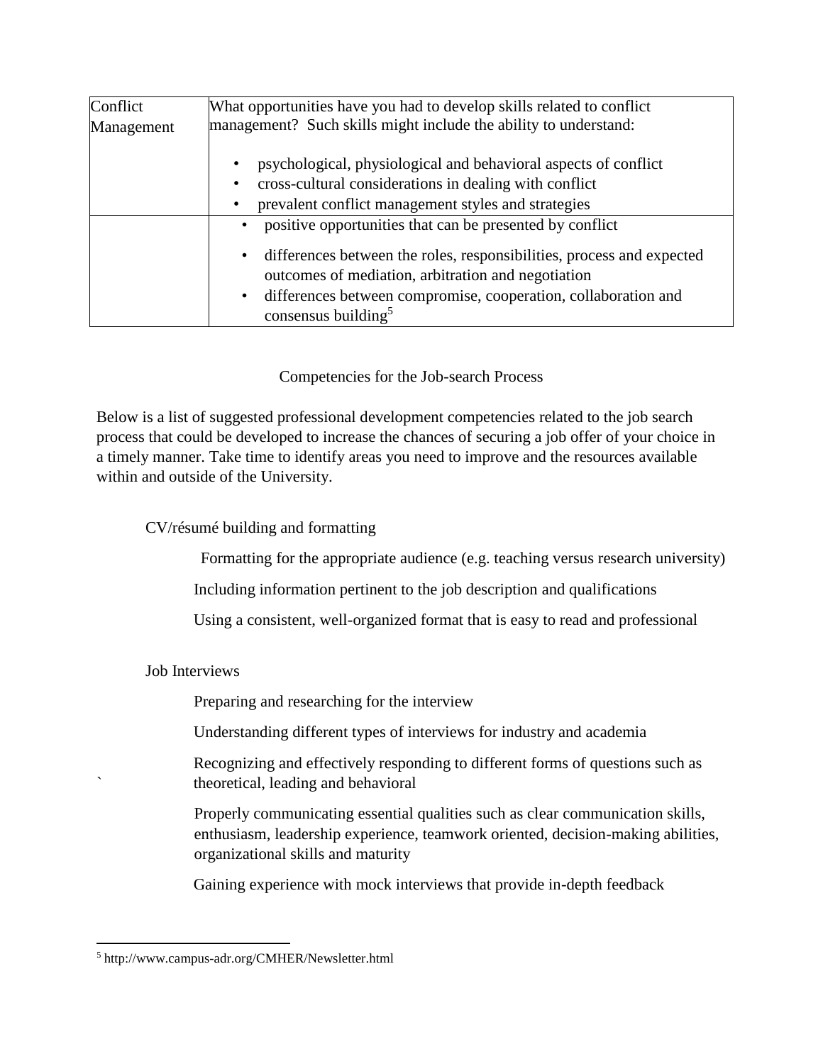| Conflict Management | What opportunities have you had to develop skills related to conflict management? Such skills might include the ability to understand:<br><br>• psychological, physiological and behavioral aspects of conflict<br>• cross-cultural considerations in dealing with conflict<br>• prevalent conflict management styles and strategies |
| --- | --- |
| | • positive opportunities that can be presented by conflict<br>• differences between the roles, responsibilities, process and expected outcomes of mediation, arbitration and negotiation<br>• differences between compromise, cooperation, collaboration and consensus building[5] |

## Competencies for the Job-search Process

Below is a list of suggested professional development competencies related to the job search process that could be developed to increase the chances of securing a job offer of your choice in a timely manner. Take time to identify areas you need to improve and the resources available within and outside of the University.

CV/résumé building and formatting

- Formatting for the appropriate audience (e.g. teaching versus research university)
- Including information pertinent to the job description and qualifications
- Using a consistent, well-organized format that is easy to read and professional

Job Interviews

- Preparing and researching for the interview
- Understanding different types of interviews for industry and academia
- Recognizing and effectively responding to different forms of questions such as theoretical, leading and behavioral
- Properly communicating essential qualities such as clear communication skills, enthusiasm, leadership experience, teamwork oriented, decision-making abilities, organizational skills and maturity
- Gaining experience with mock interviews that provide in-depth feedback

[5] http://www.campus-adr.org/CMHER/Newsletter.html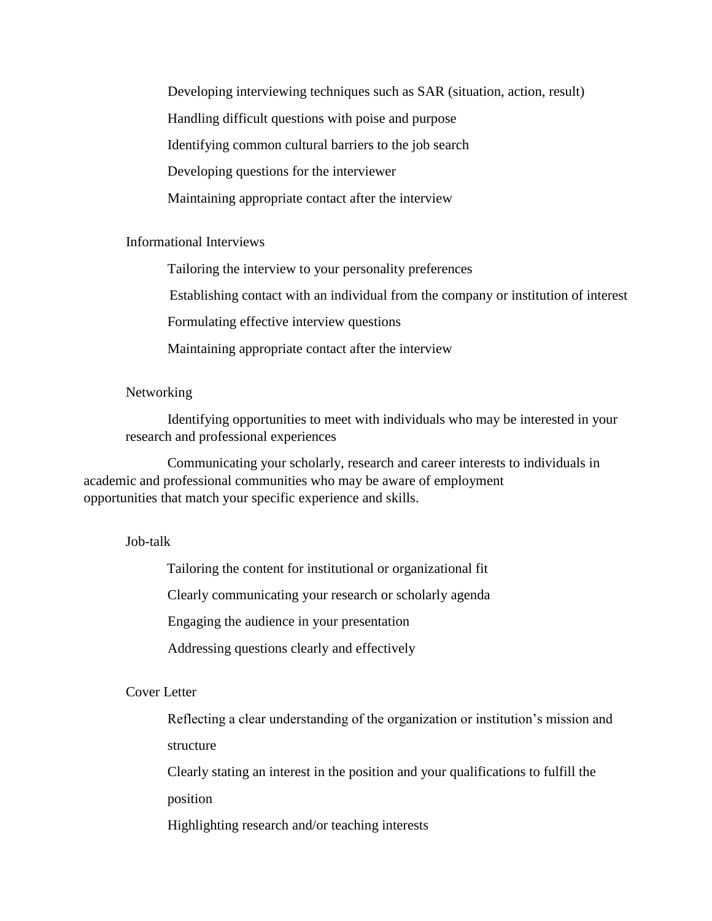Developing interviewing techniques such as SAR (situation, action, result)

Handling difficult questions with poise and purpose

Identifying common cultural barriers to the job search

Developing questions for the interviewer

Maintaining appropriate contact after the interview

Informational Interviews

Tailoring the interview to your personality preferences

Establishing contact with an individual from the company or institution of interest

Formulating effective interview questions

Maintaining appropriate contact after the interview

Networking

Identifying opportunities to meet with individuals who may be interested in your research and professional experiences

Communicating your scholarly, research and career interests to individuals in academic and professional communities who may be aware of employment opportunities that match your specific experience and skills.

Job-talk

Tailoring the content for institutional or organizational fit

Clearly communicating your research or scholarly agenda

Engaging the audience in your presentation

Addressing questions clearly and effectively

Cover Letter

Reflecting a clear understanding of the organization or institution's mission and structure

Clearly stating an interest in the position and your qualifications to fulfill the position

Highlighting research and/or teaching interests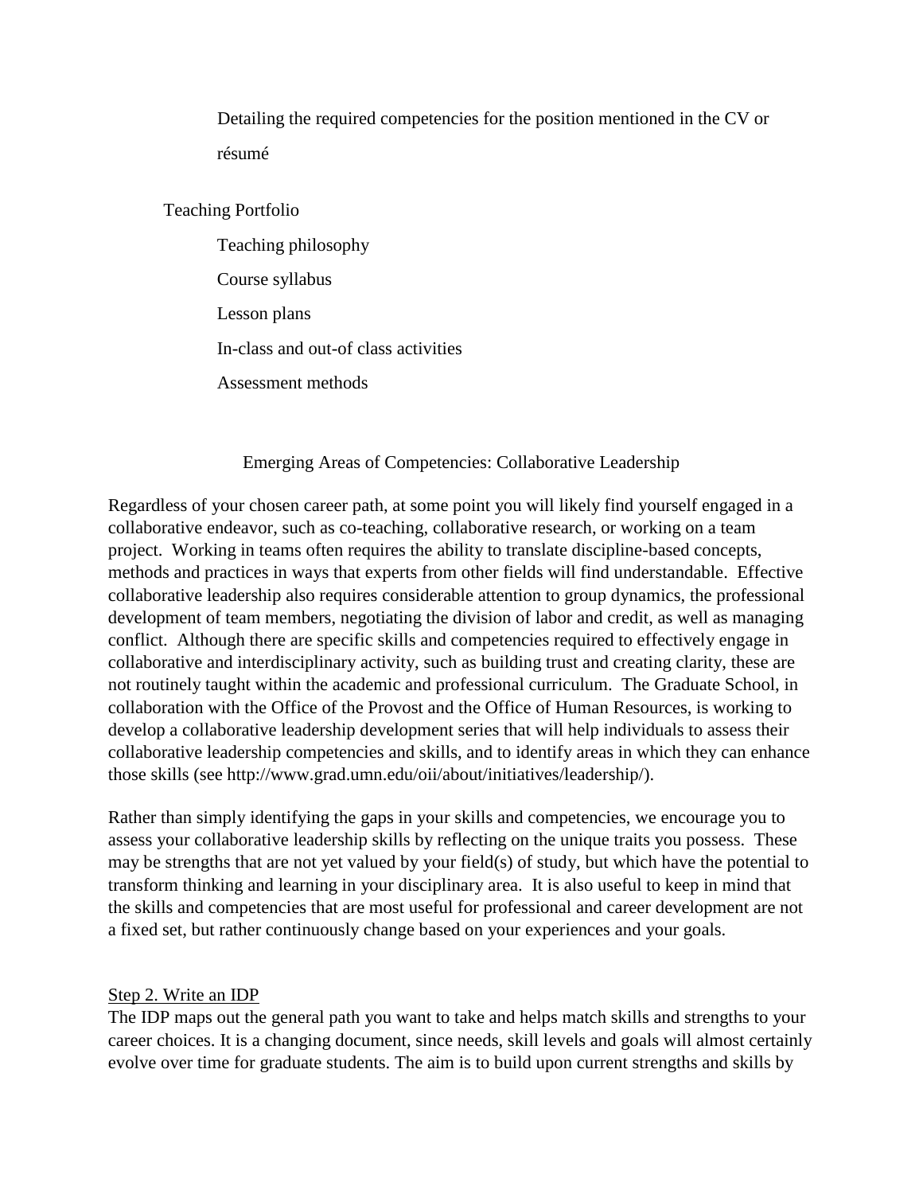Detailing the required competencies for the position mentioned in the CV or résumé

Teaching Portfolio

- Teaching philosophy
- Course syllabus
- Lesson plans
- In-class and out-of class activities
- Assessment methods

## Emerging Areas of Competencies: Collaborative Leadership

Regardless of your chosen career path, at some point you will likely find yourself engaged in a collaborative endeavor, such as co-teaching, collaborative research, or working on a team project. Working in teams often requires the ability to translate discipline-based concepts, methods and practices in ways that experts from other fields will find understandable. Effective collaborative leadership also requires considerable attention to group dynamics, the professional development of team members, negotiating the division of labor and credit, as well as managing conflict. Although there are specific skills and competencies required to effectively engage in collaborative and interdisciplinary activity, such as building trust and creating clarity, these are not routinely taught within the academic and professional curriculum. The Graduate School, in collaboration with the Office of the Provost and the Office of Human Resources, is working to develop a collaborative leadership development series that will help individuals to assess their collaborative leadership competencies and skills, and to identify areas in which they can enhance those skills (see http://www.grad.umn.edu/oii/about/initiatives/leadership/).

Rather than simply identifying the gaps in your skills and competencies, we encourage you to assess your collaborative leadership skills by reflecting on the unique traits you possess. These may be strengths that are not yet valued by your field(s) of study, but which have the potential to transform thinking and learning in your disciplinary area. It is also useful to keep in mind that the skills and competencies that are most useful for professional and career development are not a fixed set, but rather continuously change based on your experiences and your goals.

### Step 2. Write an IDP

The IDP maps out the general path you want to take and helps match skills and strengths to your career choices. It is a changing document, since needs, skill levels and goals will almost certainly evolve over time for graduate students. The aim is to build upon current strengths and skills by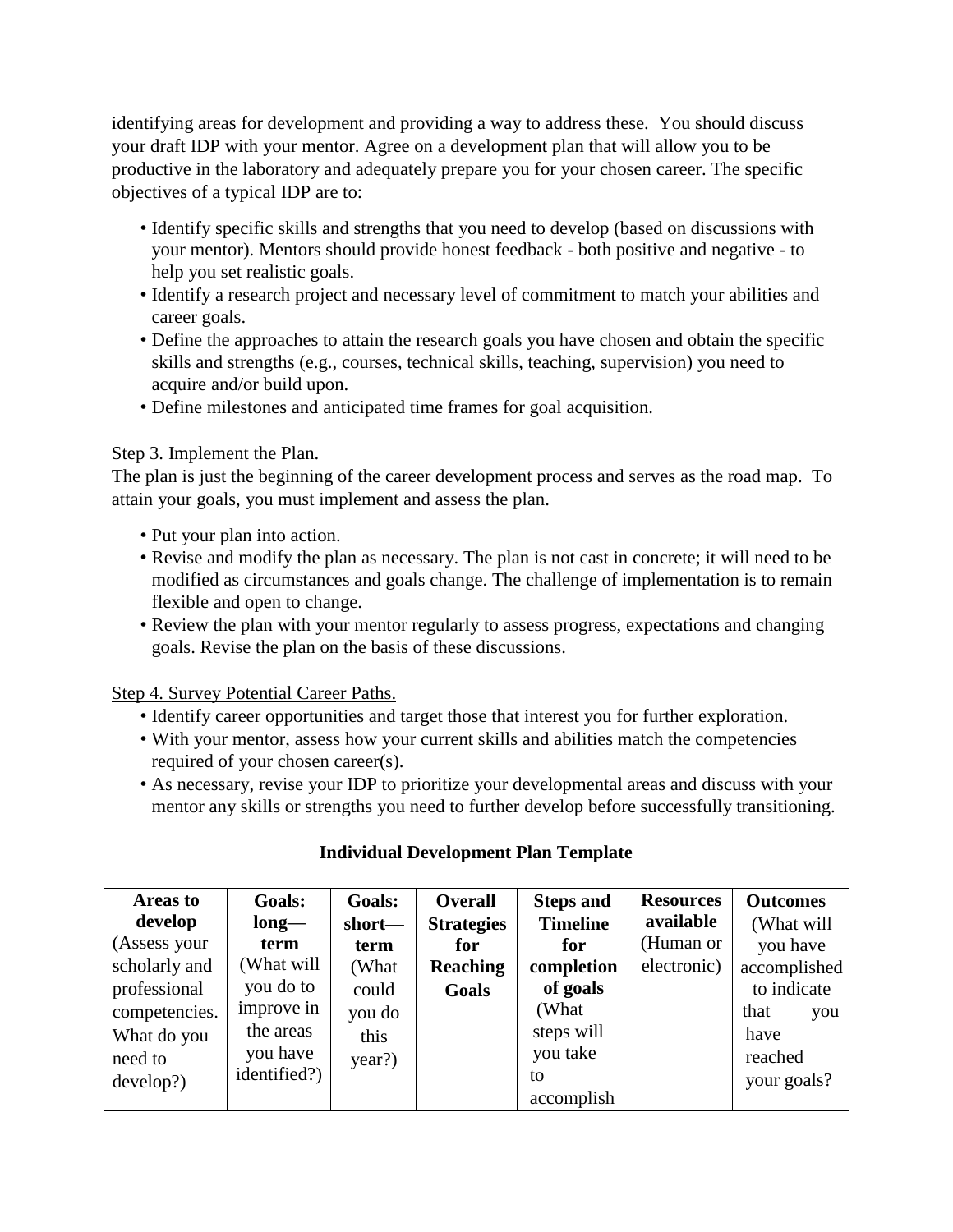identifying areas for development and providing a way to address these. You should discuss your draft IDP with your mentor. Agree on a development plan that will allow you to be productive in the laboratory and adequately prepare you for your chosen career. The specific objectives of a typical IDP are to:

- Identify specific skills and strengths that you need to develop (based on discussions with your mentor). Mentors should provide honest feedback - both positive and negative - to help you set realistic goals.
- Identify a research project and necessary level of commitment to match your abilities and career goals.
- Define the approaches to attain the research goals you have chosen and obtain the specific skills and strengths (e.g., courses, technical skills, teaching, supervision) you need to acquire and/or build upon.
- Define milestones and anticipated time frames for goal acquisition.

<u>Step 3. Implement the Plan.</u>

The plan is just the beginning of the career development process and serves as the road map. To attain your goals, you must implement and assess the plan.

- Put your plan into action.
- Revise and modify the plan as necessary. The plan is not cast in concrete; it will need to be modified as circumstances and goals change. The challenge of implementation is to remain flexible and open to change.
- Review the plan with your mentor regularly to assess progress, expectations and changing goals. Revise the plan on the basis of these discussions.

<u>Step 4. Survey Potential Career Paths.</u>

- Identify career opportunities and target those that interest you for further exploration.
- With your mentor, assess how your current skills and abilities match the competencies required of your chosen career(s).
- As necessary, revise your IDP to prioritize your developmental areas and discuss with your mentor any skills or strengths you need to further develop before successfully transitioning.

**Individual Development Plan Template**

| **Areas to develop** (Assess your scholarly and professional competencies. What do you need to develop?) | **Goals: long—term** (What will you do to improve in the areas you have identified?) | **Goals: short—term** (What could you do this year?) | **Overall Strategies for Reaching Goals** | **Steps and Timeline for completion of goals** (What steps will you take to accomplish | **Resources available** (Human or electronic) | **Outcomes** (What will you have accomplished to indicate that you have reached your goals? |
|---|---|---|---|---|---|---|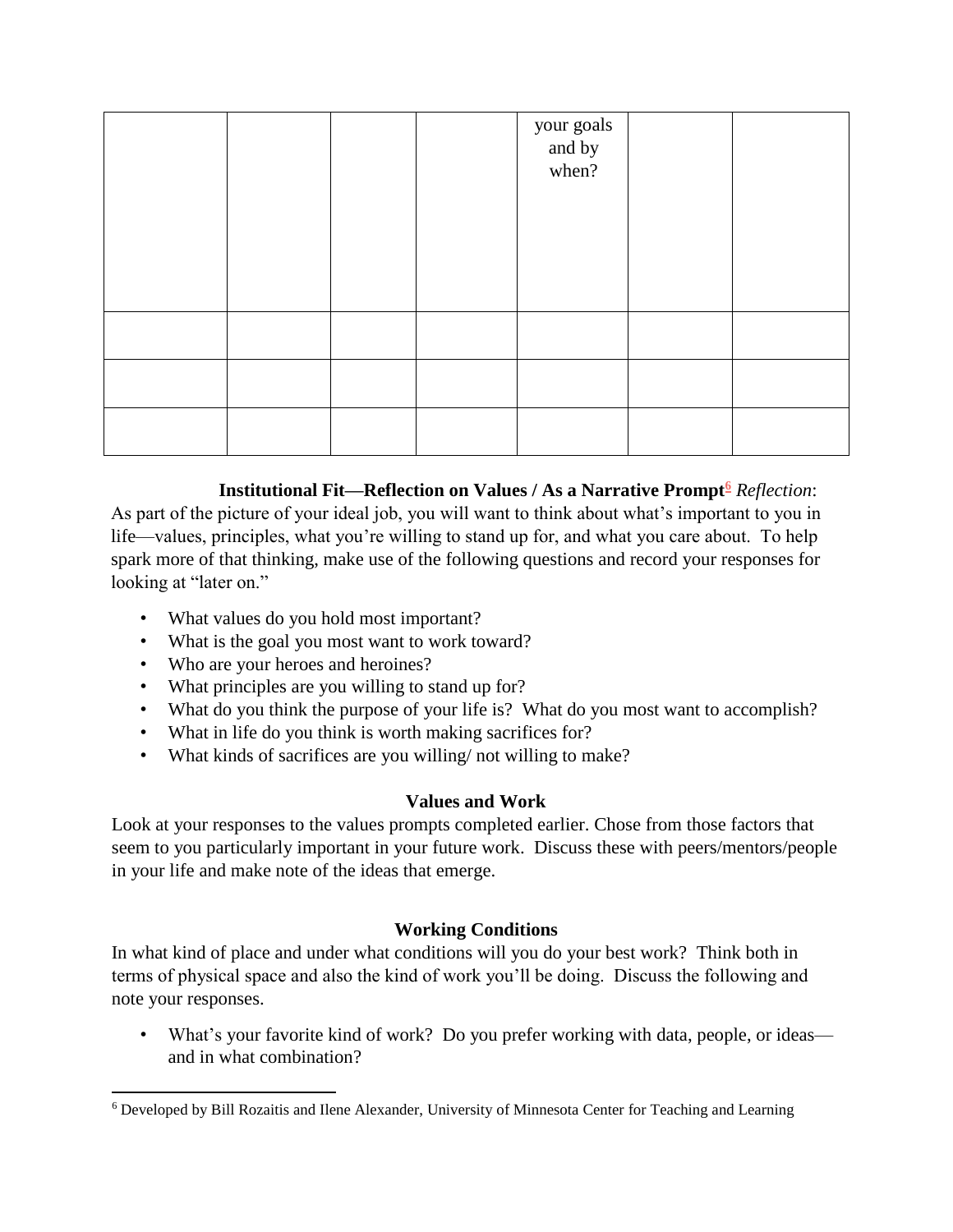|  |  |  |  | your goals and by when? |  |  |
|---|---|---|---|---|---|---|
|  |  |  |  |  |  |  |
|  |  |  |  |  |  |  |
|  |  |  |  |  |  |  |

**Institutional Fit—Reflection on Values / As a Narrative Prompt**[6] *Reflection*:
As part of the picture of your ideal job, you will want to think about what's important to you in life—values, principles, what you're willing to stand up for, and what you care about. To help spark more of that thinking, make use of the following questions and record your responses for looking at "later on."

- What values do you hold most important?
- What is the goal you most want to work toward?
- Who are your heroes and heroines?
- What principles are you willing to stand up for?
- What do you think the purpose of your life is? What do you most want to accomplish?
- What in life do you think is worth making sacrifices for?
- What kinds of sacrifices are you willing/ not willing to make?

**Values and Work**

Look at your responses to the values prompts completed earlier. Chose from those factors that seem to you particularly important in your future work. Discuss these with peers/mentors/people in your life and make note of the ideas that emerge.

**Working Conditions**

In what kind of place and under what conditions will you do your best work? Think both in terms of physical space and also the kind of work you'll be doing. Discuss the following and note your responses.

- What's your favorite kind of work? Do you prefer working with data, people, or ideas—and in what combination?

[6] Developed by Bill Rozaitis and Ilene Alexander, University of Minnesota Center for Teaching and Learning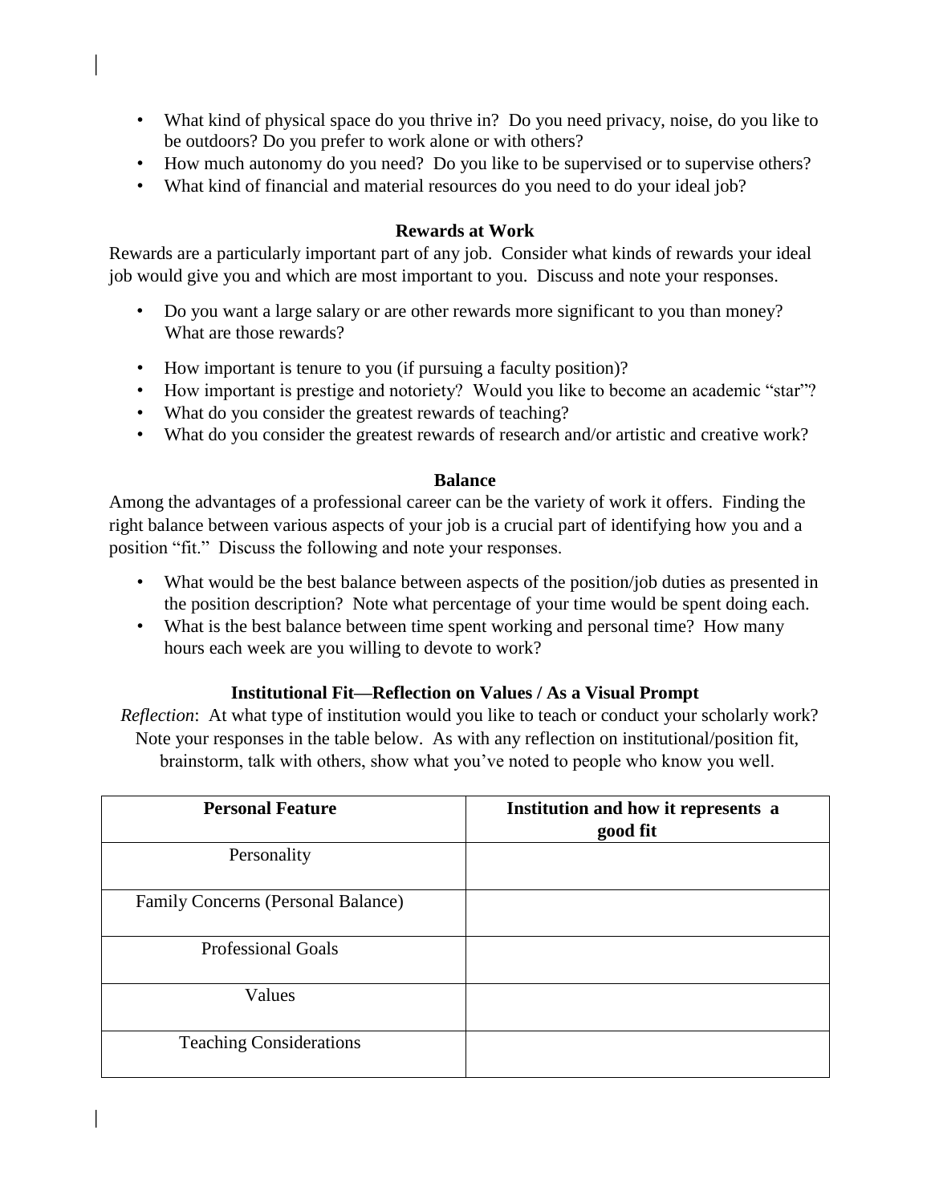- What kind of physical space do you thrive in? Do you need privacy, noise, do you like to be outdoors? Do you prefer to work alone or with others?
- How much autonomy do you need? Do you like to be supervised or to supervise others?
- What kind of financial and material resources do you need to do your ideal job?

### Rewards at Work

Rewards are a particularly important part of any job. Consider what kinds of rewards your ideal job would give you and which are most important to you. Discuss and note your responses.

- Do you want a large salary or are other rewards more significant to you than money? What are those rewards?
- How important is tenure to you (if pursuing a faculty position)?
- How important is prestige and notoriety? Would you like to become an academic "star"?
- What do you consider the greatest rewards of teaching?
- What do you consider the greatest rewards of research and/or artistic and creative work?

### Balance

Among the advantages of a professional career can be the variety of work it offers. Finding the right balance between various aspects of your job is a crucial part of identifying how you and a position "fit." Discuss the following and note your responses.

- What would be the best balance between aspects of the position/job duties as presented in the position description? Note what percentage of your time would be spent doing each.
- What is the best balance between time spent working and personal time? How many hours each week are you willing to devote to work?

### Institutional Fit—Reflection on Values / As a Visual Prompt

*Reflection*: At what type of institution would you like to teach or conduct your scholarly work? Note your responses in the table below. As with any reflection on institutional/position fit, brainstorm, talk with others, show what you've noted to people who know you well.

| Personal Feature | Institution and how it represents a good fit |
|---|---|
| Personality | |
| Family Concerns (Personal Balance) | |
| Professional Goals | |
| Values | |
| Teaching Considerations | |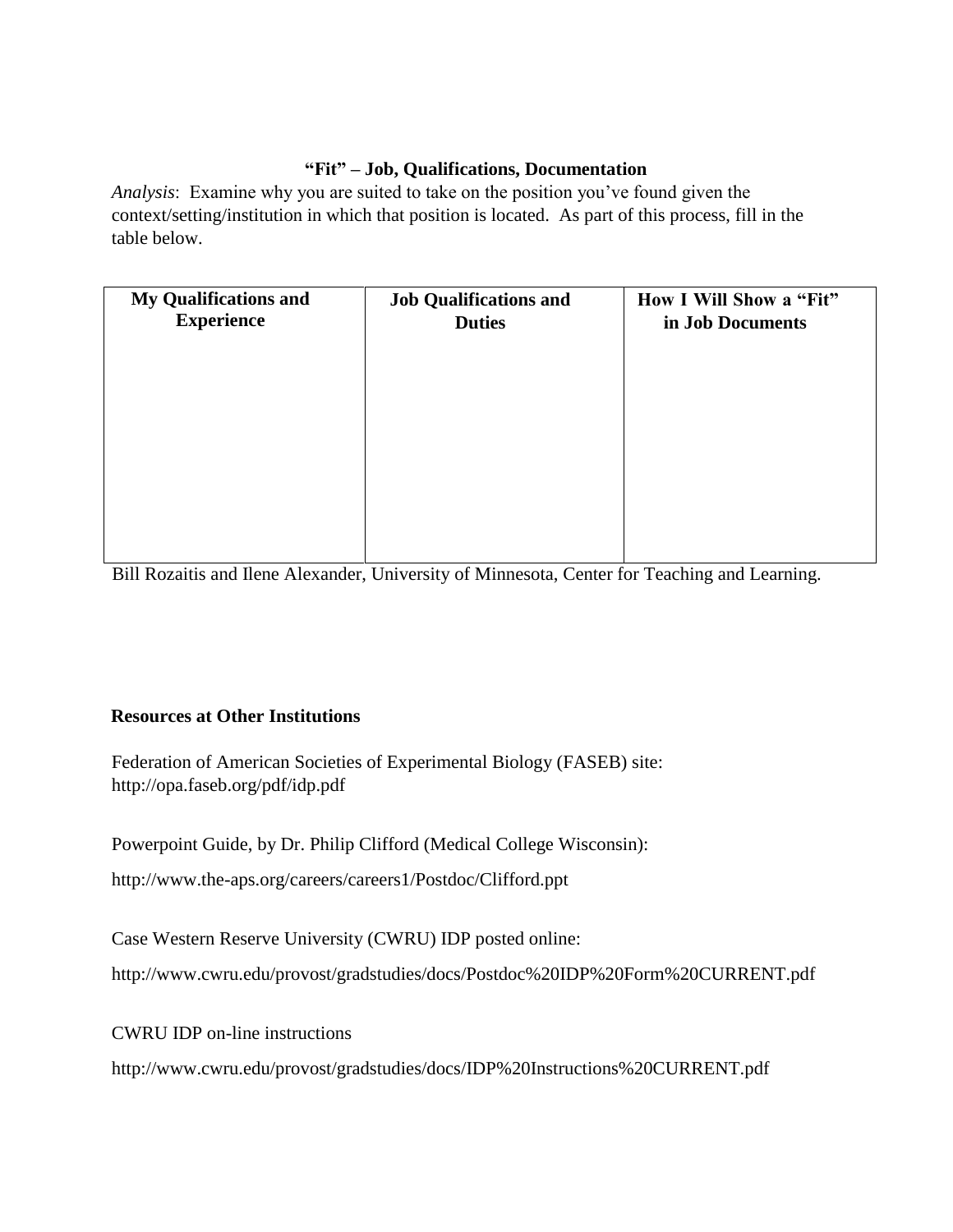### “Fit” – Job, Qualifications, Documentation

*Analysis*: Examine why you are suited to take on the position you’ve found given the context/setting/institution in which that position is located. As part of this process, fill in the table below.

| My Qualifications and Experience | Job Qualifications and Duties | How I Will Show a “Fit” in Job Documents |
|---|---|---|
| | | |

Bill Rozaitis and Ilene Alexander, University of Minnesota, Center for Teaching and Learning.

**Resources at Other Institutions**

Federation of American Societies of Experimental Biology (FASEB) site:
http://opa.faseb.org/pdf/idp.pdf

Powerpoint Guide, by Dr. Philip Clifford (Medical College Wisconsin):

http://www.the-aps.org/careers/careers1/Postdoc/Clifford.ppt

Case Western Reserve University (CWRU) IDP posted online:

http://www.cwru.edu/provost/gradstudies/docs/Postdoc%20IDP%20Form%20CURRENT.pdf

CWRU IDP on-line instructions

http://www.cwru.edu/provost/gradstudies/docs/IDP%20Instructions%20CURRENT.pdf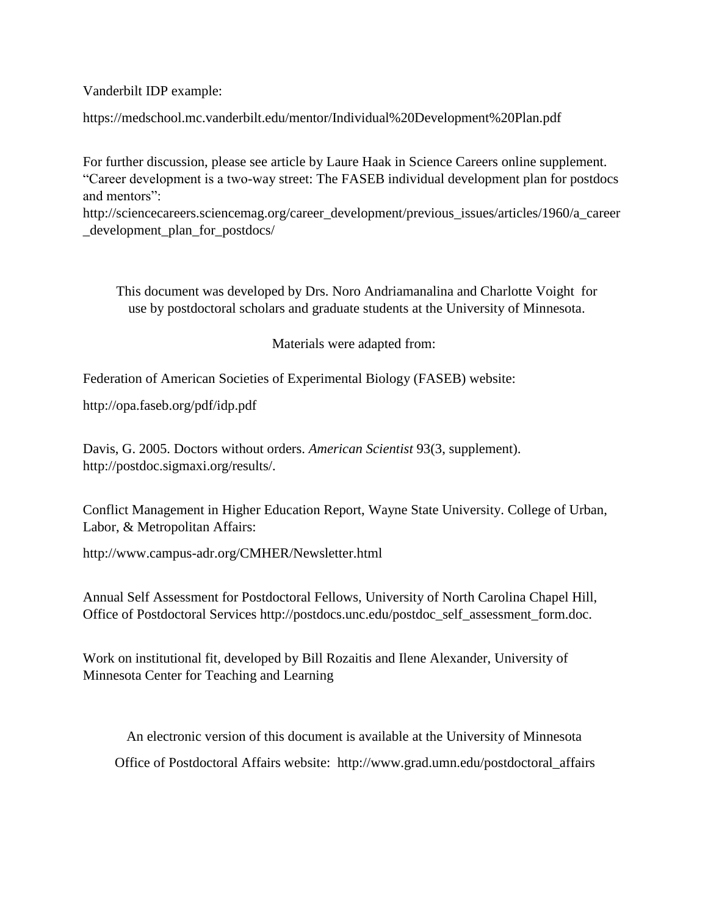Vanderbilt IDP example:

https://medschool.mc.vanderbilt.edu/mentor/Individual%20Development%20Plan.pdf

For further discussion, please see article by Laure Haak in Science Careers online supplement. "Career development is a two-way street: The FASEB individual development plan for postdocs and mentors":
http://sciencecareers.sciencemag.org/career_development/previous_issues/articles/1960/a_career_development_plan_for_postdocs/

This document was developed by Drs. Noro Andriamanalina and Charlotte Voight for use by postdoctoral scholars and graduate students at the University of Minnesota.

Materials were adapted from:

Federation of American Societies of Experimental Biology (FASEB) website:

http://opa.faseb.org/pdf/idp.pdf

Davis, G. 2005. Doctors without orders. *American Scientist* 93(3, supplement). http://postdoc.sigmaxi.org/results/.

Conflict Management in Higher Education Report, Wayne State University. College of Urban, Labor, & Metropolitan Affairs:

http://www.campus-adr.org/CMHER/Newsletter.html

Annual Self Assessment for Postdoctoral Fellows, University of North Carolina Chapel Hill, Office of Postdoctoral Services http://postdocs.unc.edu/postdoc_self_assessment_form.doc.

Work on institutional fit, developed by Bill Rozaitis and Ilene Alexander, University of Minnesota Center for Teaching and Learning

An electronic version of this document is available at the University of Minnesota Office of Postdoctoral Affairs website: http://www.grad.umn.edu/postdoctoral_affairs